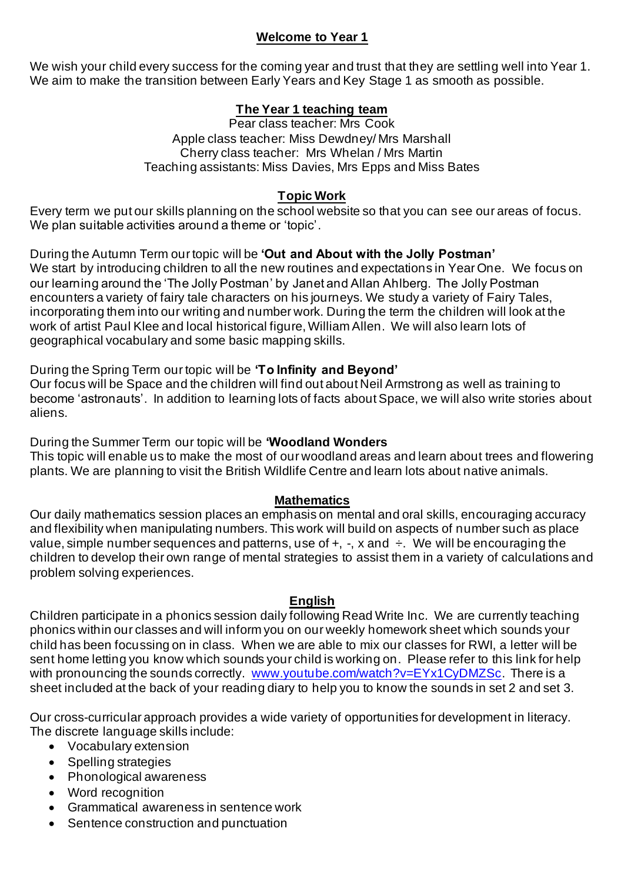# Welcome to Year 1

We wish your child every success for the coming year and trust that they are settling well into Year 1. We aim to make the transition between Early Years and Key Stage 1 as smooth as possible.

## The Year 1 teaching team

Pear class teacher: Mrs Cook
Apple class teacher: Miss Dewdney/ Mrs Marshall
Cherry class teacher: Mrs Whelan / Mrs Martin
Teaching assistants: Miss Davies, Mrs Epps and Miss Bates

## Topic Work

Every term we put our skills planning on the school website so that you can see our areas of focus. We plan suitable activities around a theme or 'topic'.

During the Autumn Term our topic will be **'Out and About with the Jolly Postman'**
We start by introducing children to all the new routines and expectations in Year One. We focus on our learning around the 'The Jolly Postman' by Janet and Allan Ahlberg. The Jolly Postman encounters a variety of fairy tale characters on his journeys. We study a variety of Fairy Tales, incorporating them into our writing and number work. During the term the children will look at the work of artist Paul Klee and local historical figure, William Allen. We will also learn lots of geographical vocabulary and some basic mapping skills.

During the Spring Term our topic will be **'To Infinity and Beyond'**
Our focus will be Space and the children will find out about Neil Armstrong as well as training to become 'astronauts'. In addition to learning lots of facts about Space, we will also write stories about aliens.

During the Summer Term our topic will be **'Woodland Wonders**
This topic will enable us to make the most of our woodland areas and learn about trees and flowering plants. We are planning to visit the British Wildlife Centre and learn lots about native animals.

## Mathematics

Our daily mathematics session places an emphasis on mental and oral skills, encouraging accuracy and flexibility when manipulating numbers. This work will build on aspects of number such as place value, simple number sequences and patterns, use of +, -, x and ÷. We will be encouraging the children to develop their own range of mental strategies to assist them in a variety of calculations and problem solving experiences.

## English

Children participate in a phonics session daily following Read Write Inc. We are currently teaching phonics within our classes and will inform you on our weekly homework sheet which sounds your child has been focussing on in class. When we are able to mix our classes for RWI, a letter will be sent home letting you know which sounds your child is working on. Please refer to this link for help with pronouncing the sounds correctly. [www.youtube.com/watch?v=EYx1CyDMZSc](www.youtube.com/watch?v=EYx1CyDMZSc). There is a sheet included at the back of your reading diary to help you to know the sounds in set 2 and set 3.

Our cross-curricular approach provides a wide variety of opportunities for development in literacy. The discrete language skills include:

- Vocabulary extension
- Spelling strategies
- Phonological awareness
- Word recognition
- Grammatical awareness in sentence work
- Sentence construction and punctuation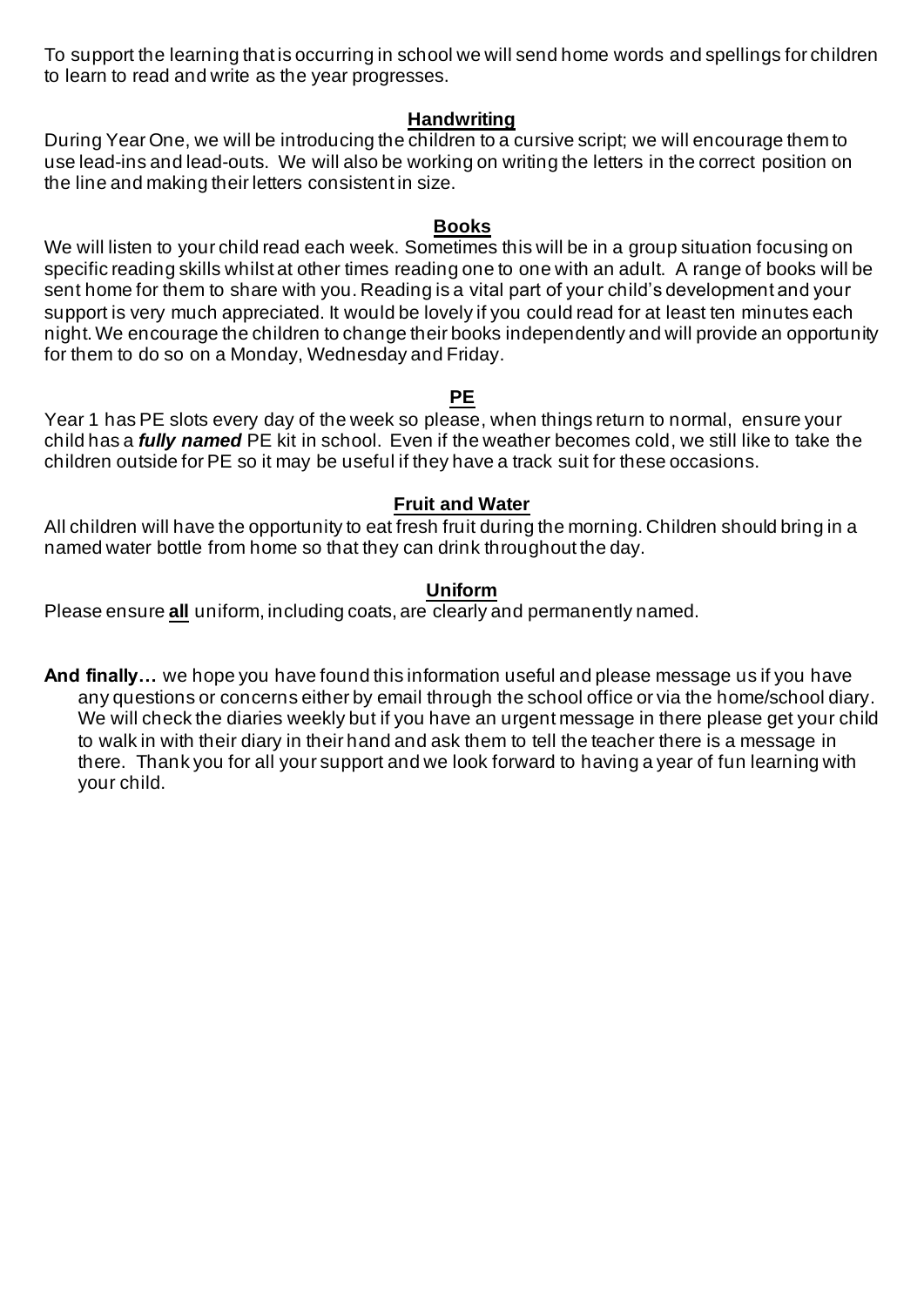To support the learning that is occurring in school we will send home words and spellings for children to learn to read and write as the year progresses.

## Handwriting

During Year One, we will be introducing the children to a cursive script; we will encourage them to use lead-ins and lead-outs. We will also be working on writing the letters in the correct position on the line and making their letters consistent in size.

## Books

We will listen to your child read each week. Sometimes this will be in a group situation focusing on specific reading skills whilst at other times reading one to one with an adult. A range of books will be sent home for them to share with you. Reading is a vital part of your child's development and your support is very much appreciated. It would be lovely if you could read for at least ten minutes each night. We encourage the children to change their books independently and will provide an opportunity for them to do so on a Monday, Wednesday and Friday.

## PE

Year 1 has PE slots every day of the week so please, when things return to normal, ensure your child has a ***fully named*** PE kit in school. Even if the weather becomes cold, we still like to take the children outside for PE so it may be useful if they have a track suit for these occasions.

## Fruit and Water

All children will have the opportunity to eat fresh fruit during the morning. Children should bring in a named water bottle from home so that they can drink throughout the day.

## Uniform

Please ensure **all** uniform, including coats, are clearly and permanently named.

**And finally…** we hope you have found this information useful and please message us if you have any questions or concerns either by email through the school office or via the home/school diary. We will check the diaries weekly but if you have an urgent message in there please get your child to walk in with their diary in their hand and ask them to tell the teacher there is a message in there. Thank you for all your support and we look forward to having a year of fun learning with your child.